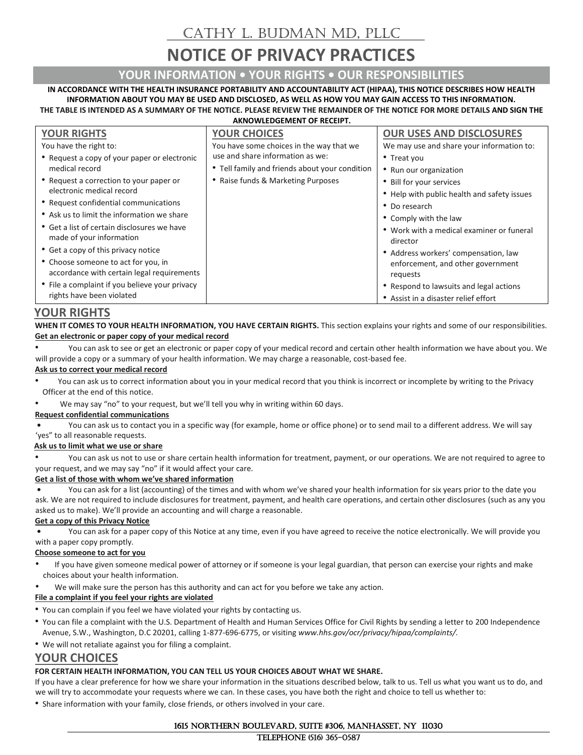# CATHY L. BUDMAN MD, PLLC

# NOTICE OF PRIVACY PRACTICES

## YOUR INFORMATION • YOUR RIGHTS • OUR RESPONSIBILITIES

**IN ACCORDANCE WITH THE HEALTH INSURANCE PORTABILITY AND ACCOUNTABILITY ACT (HIPAA), THIS NOTICE DESCRIBES HOW HEALTH INFORMATION ABOUT YOU MAY BE USED AND DISCLOSED, AS WELL AS HOW YOU MAY GAIN ACCESS TO THIS INFORMATION.**
**THE TABLE IS INTENDED AS A SUMMARY OF THE NOTICE. PLEASE REVIEW THE REMAINDER OF THE NOTICE FOR MORE DETAILS AND SIGN THE AKNOWLEDGEMENT OF RECEIPT.**

| YOUR RIGHTS | YOUR CHOICES | OUR USES AND DISCLOSURES |
|---|---|---|
| You have the right to:<br>• Request a copy of your paper or electronic medical record<br>• Request a correction to your paper or electronic medical record<br>• Request confidential communications<br>• Ask us to limit the information we share<br>• Get a list of certain disclosures we have made of your information<br>• Get a copy of this privacy notice<br>• Choose someone to act for you, in accordance with certain legal requirements<br>• File a complaint if you believe your privacy rights have been violated | You have some choices in the way that we use and share information as we:<br>• Tell family and friends about your condition<br>• Raise funds & Marketing Purposes | We may use and share your information to:<br>• Treat you<br>• Run our organization<br>• Bill for your services<br>• Help with public health and safety issues<br>• Do research<br>• Comply with the law<br>• Work with a medical examiner or funeral director<br>• Address workers' compensation, law enforcement, and other government requests<br>• Respond to lawsuits and legal actions<br>• Assist in a disaster relief effort |

## YOUR RIGHTS

**WHEN IT COMES TO YOUR HEALTH INFORMATION, YOU HAVE CERTAIN RIGHTS.** This section explains your rights and some of our responsibilities.

**Get an electronic or paper copy of your medical record**

- You can ask to see or get an electronic or paper copy of your medical record and certain other health information we have about you. We will provide a copy or a summary of your health information. We may charge a reasonable, cost-based fee.

**Ask us to correct your medical record**

- You can ask us to correct information about you in your medical record that you think is incorrect or incomplete by writing to the Privacy Officer at the end of this notice.
- We may say "no" to your request, but we'll tell you why in writing within 60 days.

**Request confidential communications**

- You can ask us to contact you in a specific way (for example, home or office phone) or to send mail to a different address. We will say 'yes' to all reasonable requests.

**Ask us to limit what we use or share**

- You can ask us not to use or share certain health information for treatment, payment, or our operations. We are not required to agree to your request, and we may say "no" if it would affect your care.

**Get a list of those with whom we've shared information**

- You can ask for a list (accounting) of the times and with whom we've shared your health information for six years prior to the date you ask. We are not required to include disclosures for treatment, payment, and health care operations, and certain other disclosures (such as any you asked us to make). We'll provide an accounting and will charge a reasonable.

**Get a copy of this Privacy Notice**

- You can ask for a paper copy of this Notice at any time, even if you have agreed to receive the notice electronically. We will provide you with a paper copy promptly.

**Choose someone to act for you**

- If you have given someone medical power of attorney or if someone is your legal guardian, that person can exercise your rights and make choices about your health information.
- We will make sure the person has this authority and can act for you before we take any action.

**File a complaint if you feel your rights are violated**

- You can complain if you feel we have violated your rights by contacting us.
- You can file a complaint with the U.S. Department of Health and Human Services Office for Civil Rights by sending a letter to 200 Independence Avenue, S.W., Washington, D.C 20201, calling 1-877-696-6775, or visiting *www.hhs.gov/ocr/privacy/hipaa/complaints/.*
- We will not retaliate against you for filing a complaint.

## YOUR CHOICES

**FOR CERTAIN HEALTH INFORMATION, YOU CAN TELL US YOUR CHOICES ABOUT WHAT WE SHARE.**

If you have a clear preference for how we share your information in the situations described below, talk to us. Tell us what you want us to do, and we will try to accommodate your requests where we can. In these cases, you have both the right and choice to tell us whether to:

- Share information with your family, close friends, or others involved in your care.

1615 NORTHERN BOULEVARD, SUITE #306, MANHASSET, NY 11030
TELEPHONE (516) 365-0587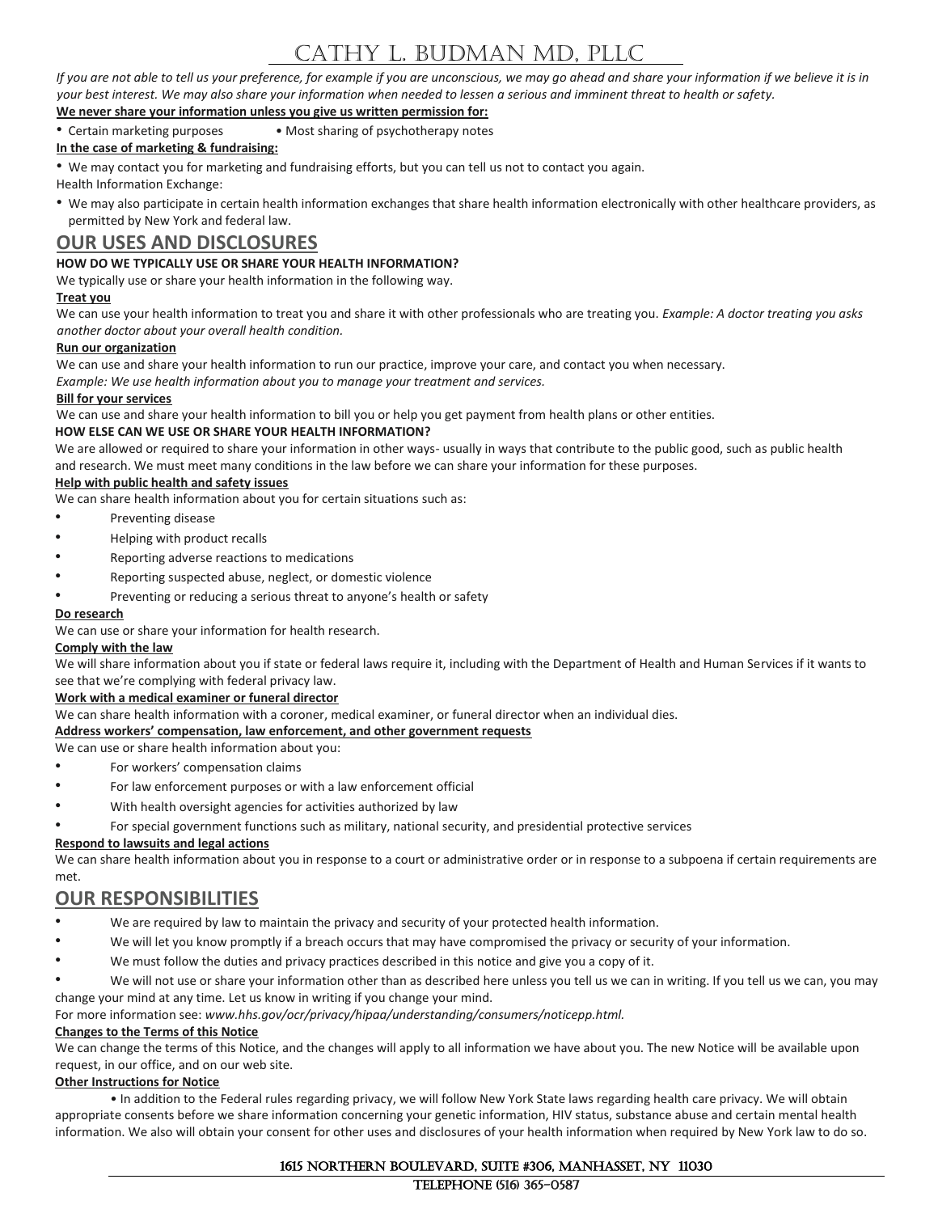*If you are not able to tell us your preference, for example if you are unconscious, we may go ahead and share your information if we believe it is in your best interest. We may also share your information when needed to lessen a serious and imminent threat to health or safety.*

**We never share your information unless you give us written permission for:**

- Certain marketing purposes
- Most sharing of psychotherapy notes

**In the case of marketing & fundraising:**

- We may contact you for marketing and fundraising efforts, but you can tell us not to contact you again.

Health Information Exchange:

- We may also participate in certain health information exchanges that share health information electronically with other healthcare providers, as permitted by New York and federal law.

## OUR USES AND DISCLOSURES

**HOW DO WE TYPICALLY USE OR SHARE YOUR HEALTH INFORMATION?**

We typically use or share your health information in the following way.

**Treat you**

We can use your health information to treat you and share it with other professionals who are treating you. *Example: A doctor treating you asks another doctor about your overall health condition.*

**Run our organization**

We can use and share your health information to run our practice, improve your care, and contact you when necessary.

*Example: We use health information about you to manage your treatment and services.*

**Bill for your services**

We can use and share your health information to bill you or help you get payment from health plans or other entities.

**HOW ELSE CAN WE USE OR SHARE YOUR HEALTH INFORMATION?**

We are allowed or required to share your information in other ways- usually in ways that contribute to the public good, such as public health and research. We must meet many conditions in the law before we can share your information for these purposes.

**Help with public health and safety issues**

We can share health information about you for certain situations such as:

- Preventing disease
- Helping with product recalls
- Reporting adverse reactions to medications
- Reporting suspected abuse, neglect, or domestic violence
- Preventing or reducing a serious threat to anyone's health or safety

**Do research**

We can use or share your information for health research.

**Comply with the law**

We will share information about you if state or federal laws require it, including with the Department of Health and Human Services if it wants to see that we're complying with federal privacy law.

**Work with a medical examiner or funeral director**

We can share health information with a coroner, medical examiner, or funeral director when an individual dies.

**Address workers' compensation, law enforcement, and other government requests**

We can use or share health information about you:

- For workers' compensation claims
- For law enforcement purposes or with a law enforcement official
- With health oversight agencies for activities authorized by law
- For special government functions such as military, national security, and presidential protective services

**Respond to lawsuits and legal actions**

We can share health information about you in response to a court or administrative order or in response to a subpoena if certain requirements are met.

## OUR RESPONSIBILITIES

- We are required by law to maintain the privacy and security of your protected health information.
- We will let you know promptly if a breach occurs that may have compromised the privacy or security of your information.
- We must follow the duties and privacy practices described in this notice and give you a copy of it.
- We will not use or share your information other than as described here unless you tell us we can in writing. If you tell us we can, you may change your mind at any time. Let us know in writing if you change your mind.

For more information see: *www.hhs.gov/ocr/privacy/hipaa/understanding/consumers/noticepp.html.*

**Changes to the Terms of this Notice**

We can change the terms of this Notice, and the changes will apply to all information we have about you. The new Notice will be available upon request, in our office, and on our web site.

**Other Instructions for Notice**

- In addition to the Federal rules regarding privacy, we will follow New York State laws regarding health care privacy. We will obtain appropriate consents before we share information concerning your genetic information, HIV status, substance abuse and certain mental health information. We also will obtain your consent for other uses and disclosures of your health information when required by New York law to do so.